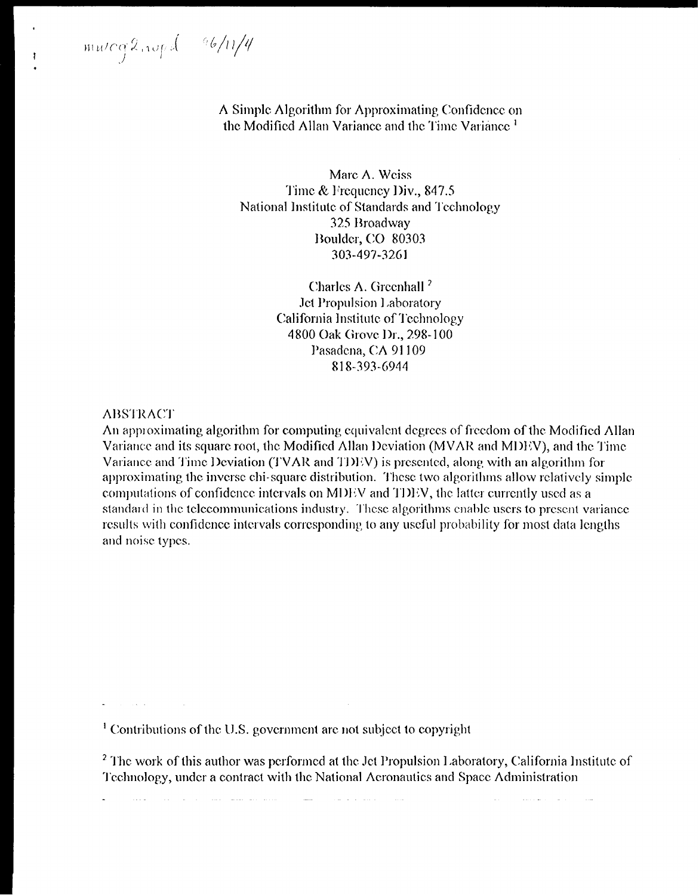mwcg2.wpd 96/11/4

# A Simple Algorithm for Approximating Confidence on the Modified Allan Variance and the Time Variance [1]

Marc A. Weiss
Time & Frequency Div., 847.5
National Institute of Standards and Technology
325 Broadway
Boulder, CO 80303
303-497-3261

Charles A. Greenhall [2]
Jet Propulsion Laboratory
California Institute of Technology
4800 Oak Grove Dr., 298-100
Pasadena, CA 91109
818-393-6944

## ABSTRACT

An approximating algorithm for computing equivalent degrees of freedom of the Modified Allan Variance and its square root, the Modified Allan Deviation (MVAR and MDEV), and the Time Variance and Time Deviation (TVAR and TDEV) is presented, along with an algorithm for approximating the inverse chi-square distribution. These two algorithms allow relatively simple computations of confidence intervals on MDEV and TDEV, the latter currently used as a standard in the telecommunications industry. These algorithms enable users to present variance results with confidence intervals corresponding to any useful probability for most data lengths and noise types.

[1] Contributions of the U.S. government are not subject to copyright

[2] The work of this author was performed at the Jet Propulsion Laboratory, California Institute of Technology, under a contract with the National Aeronautics and Space Administration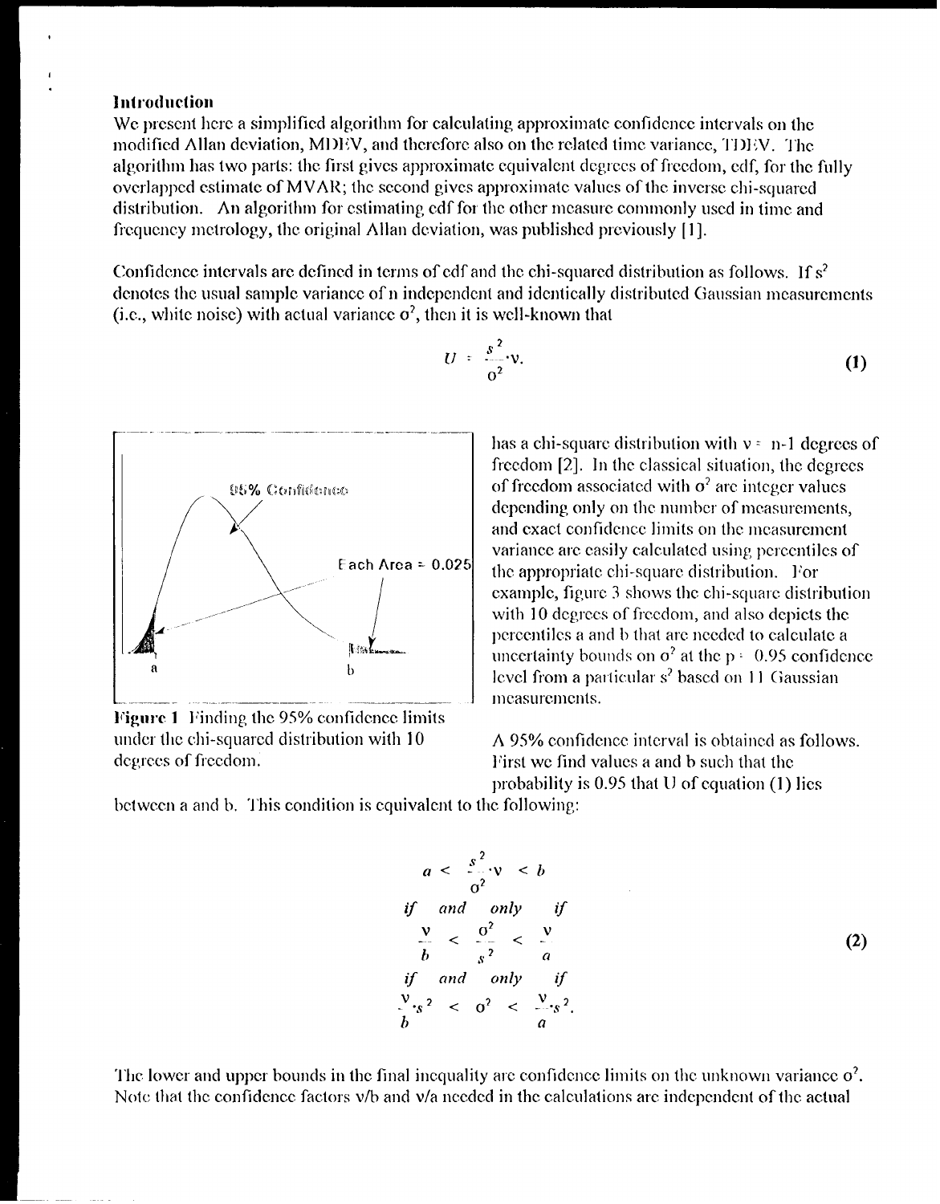### Introduction

We present here a simplified algorithm for calculating approximate confidence intervals on the modified Allan deviation, MDEV, and therefore also on the related time variance, TDEV. The algorithm has two parts: the first gives approximate equivalent degrees of freedom, edf, for the fully overlapped estimate of MVAR; the second gives approximate values of the inverse chi-squared distribution. An algorithm for estimating edf for the other measure commonly used in time and frequency metrology, the original Allan deviation, was published previously [1].

Confidence intervals are defined in terms of edf and the chi-squared distribution as follows. If $s^2$ denotes the usual sample variance of n independent and identically distributed Gaussian measurements (i.e., white noise) with actual variance $\sigma^2$, then it is well-known that

$$U = \frac{s^2}{\sigma^2} \cdot \nu \qquad \textbf{(1)}$$

has a chi-square distribution with $\nu = n-1$ degrees of freedom [2]. In the classical situation, the degrees of freedom associated with $\sigma^2$ are integer values depending only on the number of measurements, and exact confidence limits on the measurement variance are easily calculated using percentiles of the appropriate chi-square distribution. For example, figure 3 shows the chi-square distribution with 10 degrees of freedom, and also depicts the percentiles a and b that are needed to calculate a uncertainty bounds on $\sigma^2$ at the $p = 0.95$ confidence level from a particular $s^2$ based on 11 Gaussian measurements.

95% Confidence

Each Area = 0.025

a

b

**Figure 1** Finding the 95% confidence limits under the chi-squared distribution with 10 degrees of freedom.

A 95% confidence interval is obtained as follows. First we find values a and b such that the probability is 0.95 that U of equation (1) lies between a and b. This condition is equivalent to the following:

$$\begin{aligned} a < \frac{s^2}{\sigma^2} \cdot \nu < b \\ \textit{if and only if} \\ \frac{\nu}{b} < \frac{\sigma^2}{s^2} < \frac{\nu}{a} \\ \textit{if and only if} \\ \frac{\nu}{b} \cdot s^2 < \sigma^2 < \frac{\nu}{a} \cdot s^2. \end{aligned} \qquad \textbf{(2)}$$

The lower and upper bounds in the final inequality are confidence limits on the unknown variance $\sigma^2$. Note that the confidence factors $\nu/b$ and $\nu/a$ needed in the calculations are independent of the actual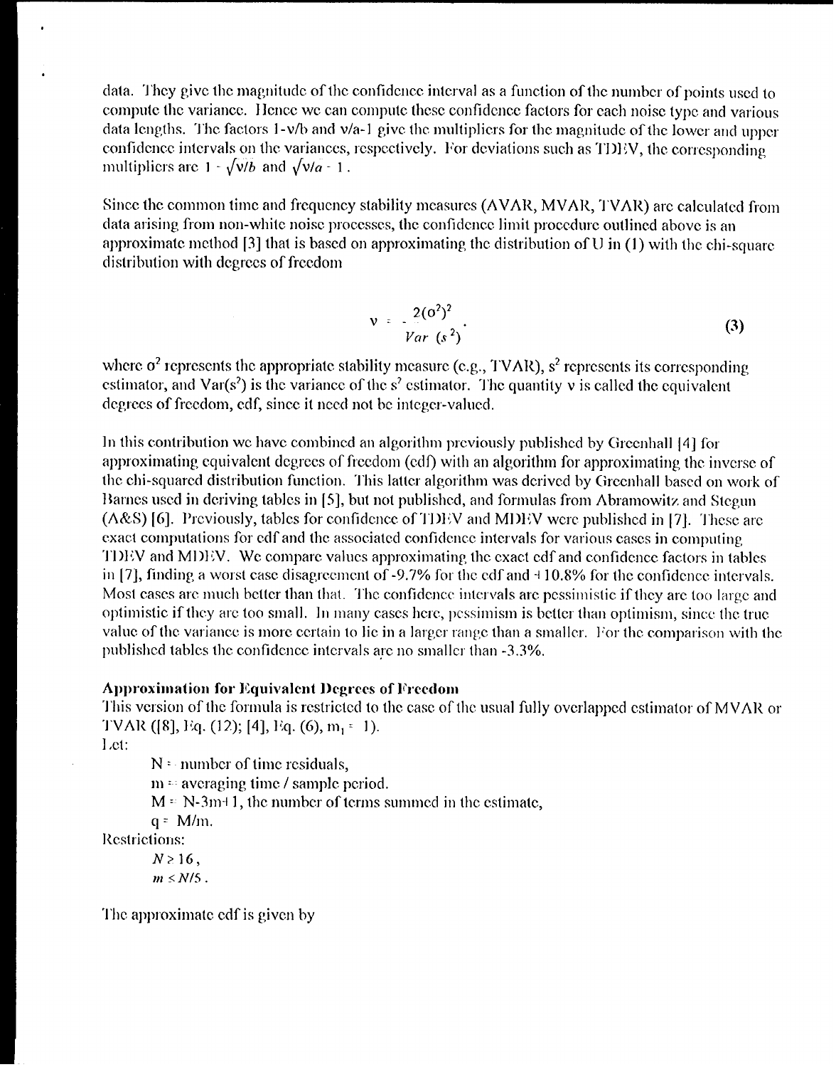data. They give the magnitude of the confidence interval as a function of the number of points used to compute the variance. Hence we can compute these confidence factors for each noise type and various data lengths. The factors $1-\nu/b$ and $\nu/a-1$ give the multipliers for the magnitude of the lower and upper confidence intervals on the variances, respectively. For deviations such as TDEV, the corresponding multipliers are $1-\sqrt{\nu/b}$ and $\sqrt{\nu/a}-1$.

Since the common time and frequency stability measures (AVAR, MVAR, TVAR) are calculated from data arising from non-white noise processes, the confidence limit procedure outlined above is an approximate method [3] that is based on approximating the distribution of U in (1) with the chi-square distribution with degrees of freedom

$$\nu = \frac{2(\sigma^2)^2}{Var\ (s^2)}, \tag{3}$$

where $\sigma^2$ represents the appropriate stability measure (e.g., TVAR), $s^2$ represents its corresponding estimator, and $Var(s^2)$ is the variance of the $s^2$ estimator. The quantity $\nu$ is called the equivalent degrees of freedom, edf, since it need not be integer-valued.

In this contribution we have combined an algorithm previously published by Greenhall [4] for approximating equivalent degrees of freedom (edf) with an algorithm for approximating the inverse of the chi-squared distribution function. This latter algorithm was derived by Greenhall based on work of Barnes used in deriving tables in [5], but not published, and formulas from Abramowitz and Stegun (A&S) [6]. Previously, tables for confidence of TDEV and MDEV were published in [7]. These are exact computations for edf and the associated confidence intervals for various cases in computing TDEV and MDEV. We compare values approximating the exact edf and confidence factors in tables in [7], finding a worst case disagreement of -9.7% for the edf and +10.8% for the confidence intervals. Most cases are much better than that. The confidence intervals are pessimistic if they are too large and optimistic if they are too small. In many cases here, pessimism is better than optimism, since the true value of the variance is more certain to lie in a larger range than a smaller. For the comparison with the published tables the confidence intervals are no smaller than -3.3%.

**Approximation for Equivalent Degrees of Freedom**

This version of the formula is restricted to the case of the usual fully overlapped estimator of MVAR or TVAR ([8], Eq. (12); [4], Eq. (6), $m_1 = 1$).

Let:

- $N$ = number of time residuals,
- $m$ = averaging time / sample period.
- $M = N-3m+1$, the number of terms summed in the estimate,
- $q = M/m$.

Restrictions:

- $N \geq 16$,
- $m \leq N/5$.

The approximate edf is given by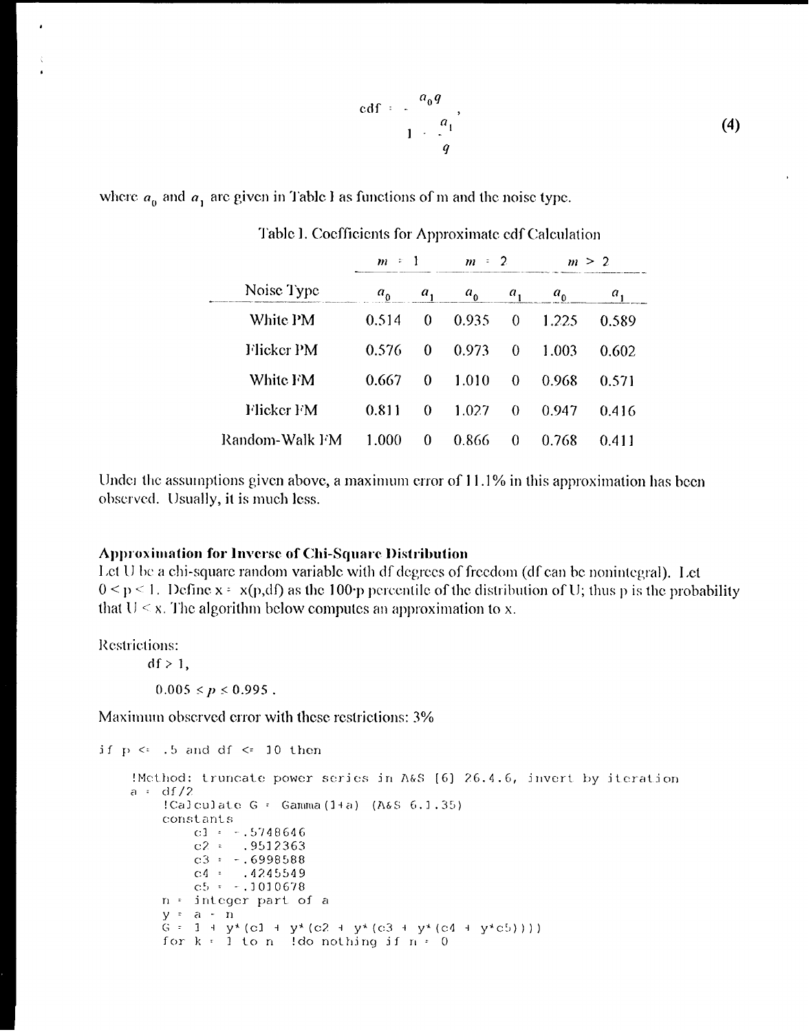$$\mathrm{cdf} = \frac{a_0 q}{1 + \dfrac{a_1}{q}}, \tag{4}$$

where $a_0$ and $a_1$ are given in Table 1 as functions of m and the noise type.

Table 1. Coefficients for Approximate cdf Calculation

| | $m = 1$ | | $m = 2$ | | $m > 2$ | |
|---|---|---|---|---|---|---|
| Noise Type | $a_0$ | $a_1$ | $a_0$ | $a_1$ | $a_0$ | $a_1$ |
| White PM | 0.514 | 0 | 0.935 | 0 | 1.225 | 0.589 |
| Flicker PM | 0.576 | 0 | 0.973 | 0 | 1.003 | 0.602 |
| White FM | 0.667 | 0 | 1.010 | 0 | 0.968 | 0.571 |
| Flicker FM | 0.811 | 0 | 1.027 | 0 | 0.947 | 0.416 |
| Random-Walk FM | 1.000 | 0 | 0.866 | 0 | 0.768 | 0.411 |

Under the assumptions given above, a maximum error of 11.1% in this approximation has been observed. Usually, it is much less.

### Approximation for Inverse of Chi-Square Distribution

Let U be a chi-square random variable with df degrees of freedom (df can be nonintegral). Let $0 < p < 1$. Define $x = x(p,df)$ as the 100·p percentile of the distribution of U; thus p is the probability that $U < x$. The algorithm below computes an approximation to x.

Restrictions:

$df > 1$,

$0.005 < p < 0.995$.

Maximum observed error with these restrictions: 3%

```
if p <= .5 and df <= 10 then

    !Method: truncate power series in A&S [6] 26.4.6, invert by iteration
    a = df/2
        !Calculate G = Gamma(1+a) (A&S 6.1.35)
        constants
            c1 = -.5748646
            c2 =  .9512363
            c3 = -.6998588
            c4 =  .4245549
            c5 = -.1010678
        n = integer part of a
        y = a - n
        G = 1 + y*(c1 + y*(c2 + y*(c3 + y*(c4 + y*c5))))
        for k = 1 to n  !do nothing if n = 0
```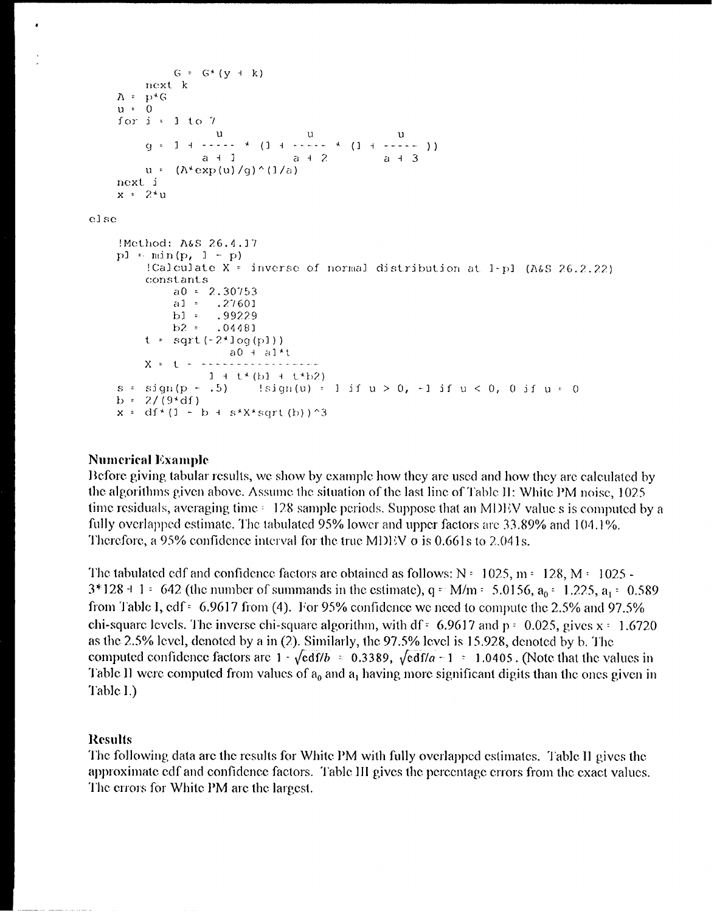```
            G = G*(y + k)
        next k
    A = p*G
    u = 0
    for i = 1 to 7
                 u            u            u
        g = 1 + ----- * (1 + ----- * (1 + ----- ))
               a + 1        a + 2        a + 3
        u = (A*exp(u)/g)^(1/a)
    next i
    x = 2*u

else

    !Method: A&S 26.4.17
    p1 = min(p, 1 - p)
        !Calculate X = inverse of normal distribution at 1-p1 (A&S 26.2.22)
        constants
            a0 = 2.30753
            a1 =  .27601
            b1 =  .99229
            b2 =  .04481
        t = sqrt(-2*log(p1))
                    a0 + a1*t
        X = t - -----------------
                1 + t*(b1 + t*b2)
    s = sign(p - .5)     !sign(u) = 1 if u > 0, -1 if u < 0, 0 if u = 0
    b = 2/(9*df)
    x = df*(1 - b + s*X*sqrt(b))^3
```

### Numerical Example

Before giving tabular results, we show by example how they are used and how they are calculated by the algorithms given above. Assume the situation of the last line of Table II: White PM noise, 1025 time residuals, averaging time = 128 sample periods. Suppose that an MDEV value s is computed by a fully overlapped estimate. The tabulated 95% lower and upper factors are 33.89% and 104.1%. Therefore, a 95% confidence interval for the true MDEV σ is 0.661s to 2.041s.

The tabulated edf and confidence factors are obtained as follows: N = 1025, m = 128, M = 1025 - 3*128 + 1 = 642 (the number of summands in the estimate), q = M/m = 5.0156, $a_0$ = 1.225, $a_1$ = 0.589 from Table I, edf = 6.9617 from (4). For 95% confidence we need to compute the 2.5% and 97.5% chi-square levels. The inverse chi-square algorithm, with df = 6.9617 and p = 0.025, gives x = 1.6720 as the 2.5% level, denoted by a in (2). Similarly, the 97.5% level is 15.928, denoted by b. The computed confidence factors are $1 - \sqrt{\mathrm{edf}/b} = 0.3389$, $\sqrt{\mathrm{edf}/a} - 1 = 1.0405$. (Note that the values in Table II were computed from values of $a_0$ and $a_1$ having more significant digits than the ones given in Table I.)

### Results

The following data are the results for White PM with fully overlapped estimates. Table II gives the approximate edf and confidence factors. Table III gives the percentage errors from the exact values. The errors for White PM are the largest.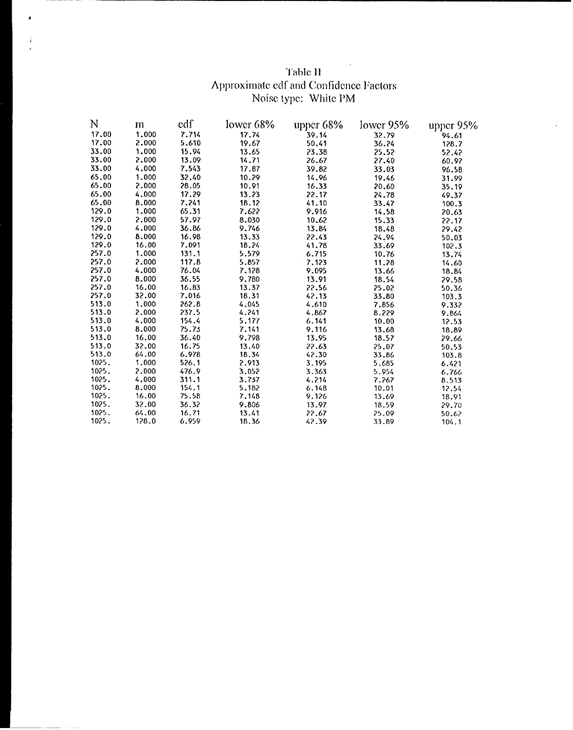# Table II
## Approximate edf and Confidence Factors
### Noise type: White PM

| N | m | edf | lower 68% | upper 68% | lower 95% | upper 95% |
|---|---|---|---|---|---|---|
| 17.00 | 1.000 | 7.714 | 17.74 | 39.14 | 32.79 | 94.61 |
| 17.00 | 2.000 | 5.610 | 19.67 | 50.41 | 36.24 | 128.7 |
| 33.00 | 1.000 | 15.94 | 13.65 | 23.38 | 25.52 | 52.42 |
| 33.00 | 2.000 | 13.09 | 14.71 | 26.67 | 27.40 | 60.97 |
| 33.00 | 4.000 | 7.543 | 17.87 | 39.82 | 33.03 | 96.58 |
| 65.00 | 1.000 | 32.40 | 10.29 | 14.96 | 19.46 | 31.99 |
| 65.00 | 2.000 | 28.05 | 10.91 | 16.33 | 20.60 | 35.19 |
| 65.00 | 4.000 | 17.29 | 13.23 | 22.17 | 24.78 | 49.37 |
| 65.00 | 8.000 | 7.241 | 18.12 | 41.10 | 33.47 | 100.3 |
| 129.0 | 1.000 | 65.31 | 7.622 | 9.916 | 14.58 | 20.63 |
| 129.0 | 2.000 | 57.97 | 8.030 | 10.62 | 15.33 | 22.17 |
| 129.0 | 4.000 | 36.86 | 9.746 | 13.84 | 18.48 | 29.42 |
| 129.0 | 8.000 | 16.98 | 13.33 | 22.43 | 24.94 | 50.03 |
| 129.0 | 16.00 | 7.091 | 18.24 | 41.78 | 33.69 | 102.3 |
| 257.0 | 1.000 | 131.1 | 5.579 | 6.715 | 10.76 | 13.74 |
| 257.0 | 2.000 | 117.8 | 5.857 | 7.123 | 11.28 | 14.60 |
| 257.0 | 4.000 | 76.04 | 7.128 | 9.095 | 13.66 | 18.84 |
| 257.0 | 8.000 | 36.55 | 9.780 | 13.91 | 18.54 | 29.58 |
| 257.0 | 16.00 | 16.83 | 13.37 | 22.56 | 25.02 | 50.36 |
| 257.0 | 32.00 | 7.016 | 18.31 | 42.13 | 33.80 | 103.3 |
| 513.0 | 1.000 | 262.8 | 4.045 | 4.610 | 7.856 | 9.332 |
| 513.0 | 2.000 | 237.5 | 4.241 | 4.867 | 8.229 | 9.864 |
| 513.0 | 4.000 | 154.4 | 5.177 | 6.141 | 10.00 | 12.53 |
| 513.0 | 8.000 | 75.73 | 7.141 | 9.116 | 13.68 | 18.89 |
| 513.0 | 16.00 | 36.40 | 9.798 | 13.95 | 18.57 | 29.66 |
| 513.0 | 32.00 | 16.75 | 13.40 | 22.63 | 25.07 | 50.53 |
| 513.0 | 64.00 | 6.978 | 18.34 | 42.30 | 33.86 | 103.8 |
| 1025. | 1.000 | 526.1 | 2.913 | 3.195 | 5.685 | 6.421 |
| 1025. | 2.000 | 476.9 | 3.052 | 3.363 | 5.954 | 6.766 |
| 1025. | 4.000 | 311.1 | 3.737 | 4.214 | 7.267 | 8.513 |
| 1025. | 8.000 | 154.1 | 5.182 | 6.148 | 10.01 | 12.54 |
| 1025. | 16.00 | 75.58 | 7.148 | 9.126 | 13.69 | 18.91 |
| 1025. | 32.00 | 36.32 | 9.806 | 13.97 | 18.59 | 29.70 |
| 1025. | 64.00 | 16.71 | 13.41 | 22.67 | 25.09 | 50.62 |
| 1025. | 128.0 | 6.959 | 18.36 | 42.39 | 33.89 | 104.1 |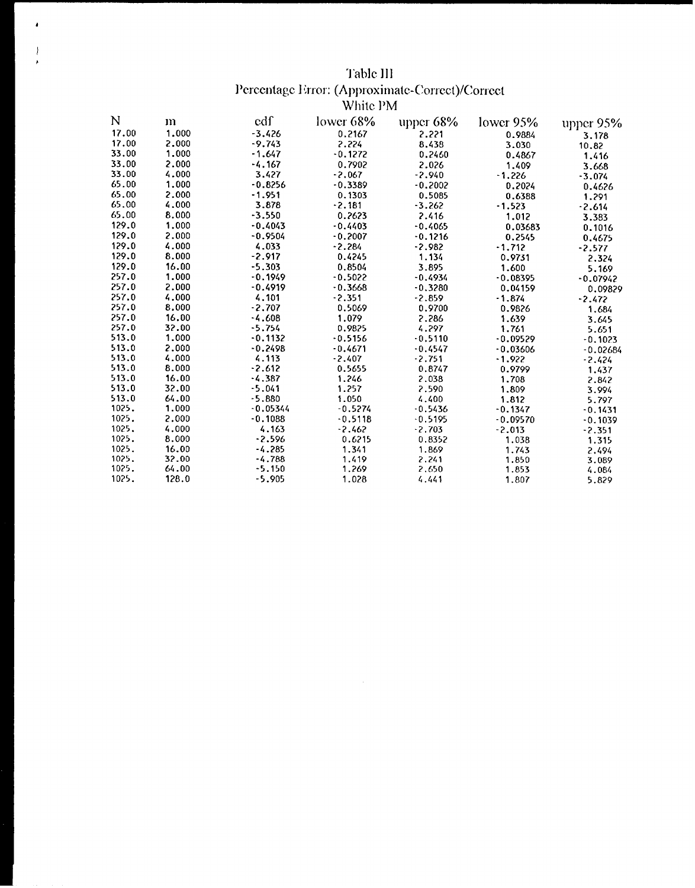# Table III

## Percentage Error: (Approximate-Correct)/Correct

### White PM

| N | m | cdf | lower 68% | upper 68% | lower 95% | upper 95% |
|---|---|---|---|---|---|---|
| 17.00 | 1.000 | -3.426 | 0.2167 | 2.221 | 0.9884 | 3.178 |
| 17.00 | 2.000 | -9.743 | 2.224 | 8.438 | 3.030 | 10.82 |
| 33.00 | 1.000 | -1.647 | -0.1272 | 0.2460 | 0.4867 | 1.416 |
| 33.00 | 2.000 | -4.167 | 0.7902 | 2.026 | 1.409 | 3.668 |
| 33.00 | 4.000 | 3.427 | -2.067 | -2.940 | -1.226 | -3.074 |
| 65.00 | 1.000 | -0.8256 | -0.3389 | -0.2002 | 0.2024 | 0.4626 |
| 65.00 | 2.000 | -1.951 | 0.1303 | 0.5085 | 0.6388 | 1.291 |
| 65.00 | 4.000 | 3.878 | -2.181 | -3.262 | -1.523 | -2.614 |
| 65.00 | 8.000 | -3.550 | 0.2623 | 2.416 | 1.012 | 3.383 |
| 129.0 | 1.000 | -0.4043 | -0.4403 | -0.4065 | 0.03683 | 0.1016 |
| 129.0 | 2.000 | -0.9504 | -0.2007 | -0.1216 | 0.2545 | 0.4675 |
| 129.0 | 4.000 | 4.033 | -2.284 | -2.982 | -1.712 | -2.577 |
| 129.0 | 8.000 | -2.917 | 0.4245 | 1.134 | 0.9731 | 2.324 |
| 129.0 | 16.00 | -5.303 | 0.8504 | 3.895 | 1.600 | 5.169 |
| 257.0 | 1.000 | -0.1949 | -0.5022 | -0.4934 | -0.08395 | -0.07942 |
| 257.0 | 2.000 | -0.4919 | -0.3668 | -0.3280 | 0.04159 | 0.09829 |
| 257.0 | 4.000 | 4.101 | -2.351 | -2.859 | -1.874 | -2.472 |
| 257.0 | 8.000 | -2.707 | 0.5069 | 0.9700 | 0.9826 | 1.684 |
| 257.0 | 16.00 | -4.608 | 1.079 | 2.286 | 1.639 | 3.645 |
| 257.0 | 32.00 | -5.754 | 0.9825 | 4.297 | 1.761 | 5.651 |
| 513.0 | 1.000 | -0.1132 | -0.5156 | -0.5110 | -0.09529 | -0.1023 |
| 513.0 | 2.000 | -0.2498 | -0.4671 | -0.4547 | -0.03606 | -0.02684 |
| 513.0 | 4.000 | 4.113 | -2.407 | -2.751 | -1.922 | -2.424 |
| 513.0 | 8.000 | -2.612 | 0.5655 | 0.8747 | 0.9799 | 1.437 |
| 513.0 | 16.00 | -4.387 | 1.246 | 2.038 | 1.708 | 2.842 |
| 513.0 | 32.00 | -5.041 | 1.257 | 2.590 | 1.809 | 3.994 |
| 513.0 | 64.00 | -5.880 | 1.050 | 4.400 | 1.812 | 5.797 |
| 1025. | 1.000 | -0.05344 | -0.5274 | -0.5436 | -0.1347 | -0.1431 |
| 1025. | 2.000 | -0.1088 | -0.5118 | -0.5195 | -0.09570 | -0.1039 |
| 1025. | 4.000 | 4.163 | -2.462 | -2.703 | -2.013 | -2.351 |
| 1025. | 8.000 | -2.596 | 0.6215 | 0.8352 | 1.038 | 1.315 |
| 1025. | 16.00 | -4.285 | 1.341 | 1.869 | 1.743 | 2.494 |
| 1025. | 32.00 | -4.788 | 1.419 | 2.241 | 1.850 | 3.089 |
| 1025. | 64.00 | -5.150 | 1.269 | 2.650 | 1.853 | 4.084 |
| 1025. | 128.0 | -5.905 | 1.028 | 4.441 | 1.807 | 5.829 |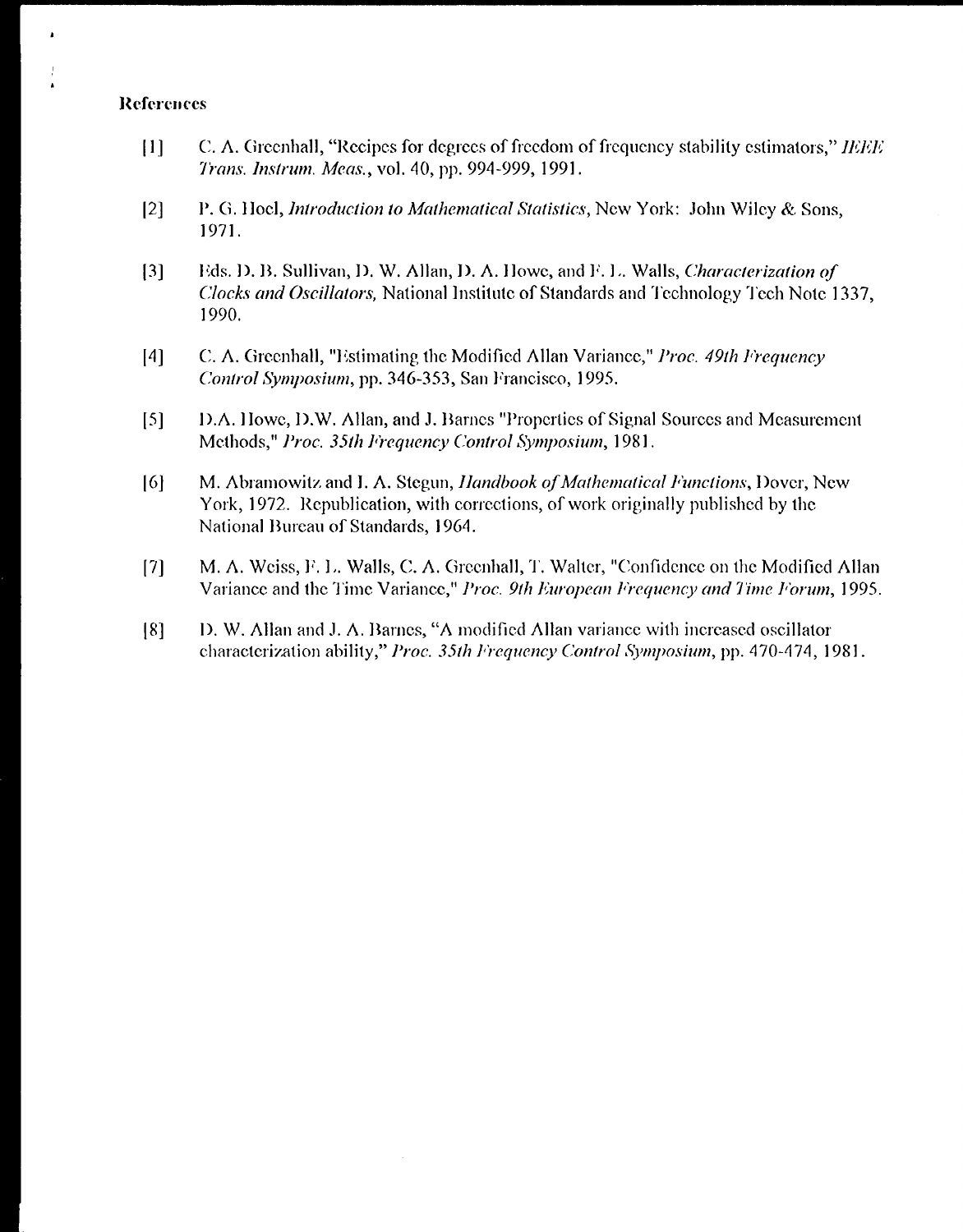**References**

[1] C. A. Greenhall, "Recipes for degrees of freedom of frequency stability estimators," *IEEE Trans. Instrum. Meas.*, vol. 40, pp. 994-999, 1991.

[2] P. G. Hoel, *Introduction to Mathematical Statistics*, New York: John Wiley & Sons, 1971.

[3] Eds. D. B. Sullivan, D. W. Allan, D. A. Howe, and F. L. Walls, *Characterization of Clocks and Oscillators,* National Institute of Standards and Technology Tech Note 1337, 1990.

[4] C. A. Greenhall, "Estimating the Modified Allan Variance," *Proc. 49th Frequency Control Symposium*, pp. 346-353, San Francisco, 1995.

[5] D.A. Howe, D.W. Allan, and J. Barnes "Properties of Signal Sources and Measurement Methods," *Proc. 35th Frequency Control Symposium*, 1981.

[6] M. Abramowitz and I. A. Stegun, *Handbook of Mathematical Functions*, Dover, New York, 1972. Republication, with corrections, of work originally published by the National Bureau of Standards, 1964.

[7] M. A. Weiss, F. L. Walls, C. A. Greenhall, T. Walter, "Confidence on the Modified Allan Variance and the Time Variance," *Proc. 9th European Frequency and Time Forum*, 1995.

[8] D. W. Allan and J. A. Barnes, "A modified Allan variance with increased oscillator characterization ability," *Proc. 35th Frequency Control Symposium*, pp. 470-474, 1981.